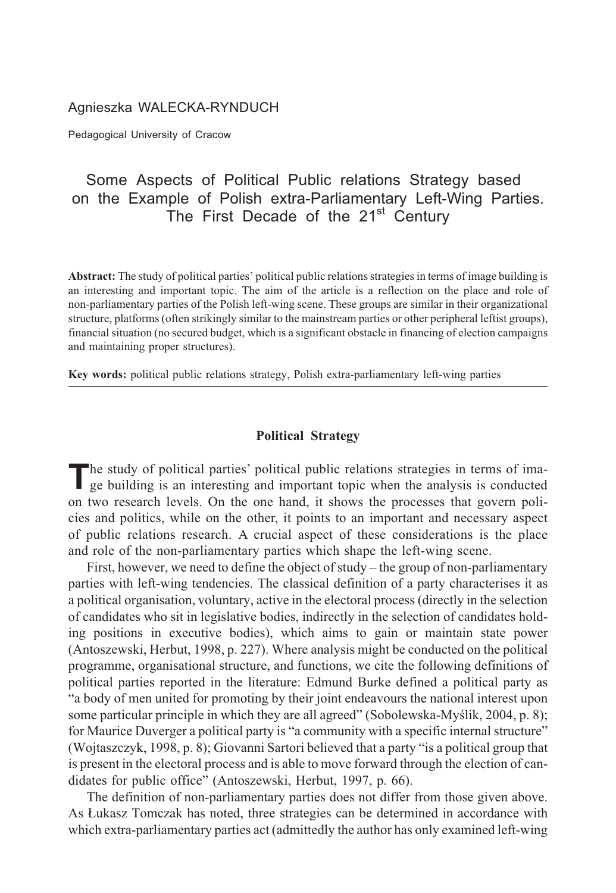Agnieszka WALECKA-RYNDUCH

Pedagogical University of Cracow

# Some Aspects of Political Public relations Strategy based on the Example of Polish extra-Parliamentary Left-Wing Parties. The First Decade of the 21$^{st}$ Century

**Abstract:** The study of political parties' political public relations strategies in terms of image building is an interesting and important topic. The aim of the article is a reflection on the place and role of non-parliamentary parties of the Polish left-wing scene. These groups are similar in their organizational structure, platforms (often strikingly similar to the mainstream parties or other peripheral leftist groups), financial situation (no secured budget, which is a significant obstacle in financing of election campaigns and maintaining proper structures).

**Key words:** political public relations strategy, Polish extra-parliamentary left-wing parties

## Political Strategy

The study of political parties' political public relations strategies in terms of image building is an interesting and important topic when the analysis is conducted on two research levels. On the one hand, it shows the processes that govern policies and politics, while on the other, it points to an important and necessary aspect of public relations research. A crucial aspect of these considerations is the place and role of the non-parliamentary parties which shape the left-wing scene.

First, however, we need to define the object of study – the group of non-parliamentary parties with left-wing tendencies. The classical definition of a party characterises it as a political organisation, voluntary, active in the electoral process (directly in the selection of candidates who sit in legislative bodies, indirectly in the selection of candidates holding positions in executive bodies), which aims to gain or maintain state power (Antoszewski, Herbut, 1998, p. 227). Where analysis might be conducted on the political programme, organisational structure, and functions, we cite the following definitions of political parties reported in the literature: Edmund Burke defined a political party as "a body of men united for promoting by their joint endeavours the national interest upon some particular principle in which they are all agreed" (Sobolewska-Myślik, 2004, p. 8); for Maurice Duverger a political party is "a community with a specific internal structure" (Wojtaszczyk, 1998, p. 8); Giovanni Sartori believed that a party "is a political group that is present in the electoral process and is able to move forward through the election of candidates for public office" (Antoszewski, Herbut, 1997, p. 66).

The definition of non-parliamentary parties does not differ from those given above. As Łukasz Tomczak has noted, three strategies can be determined in accordance with which extra-parliamentary parties act (admittedly the author has only examined left-wing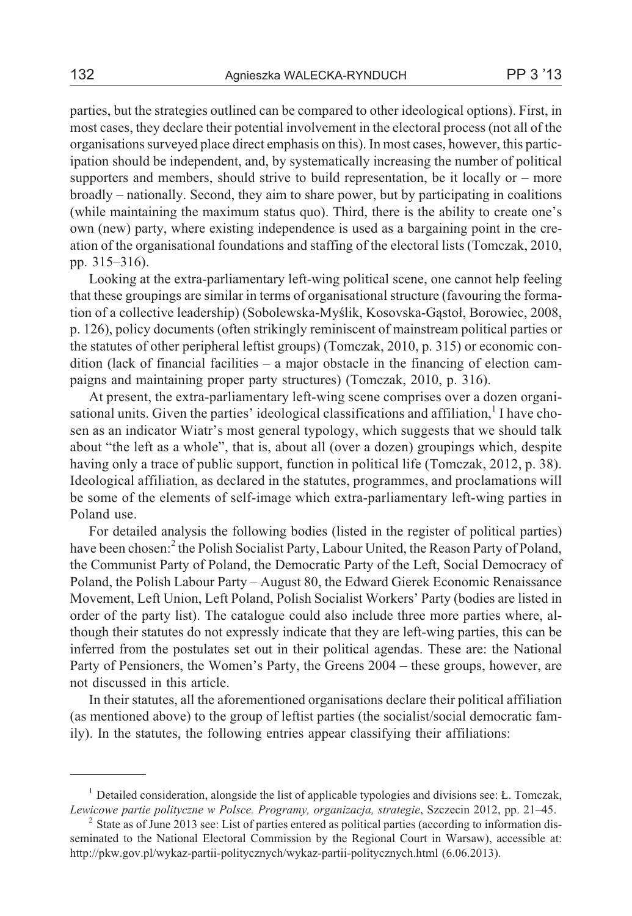parties, but the strategies outlined can be compared to other ideological options). First, in most cases, they declare their potential involvement in the electoral process (not all of the organisations surveyed place direct emphasis on this). In most cases, however, this participation should be independent, and, by systematically increasing the number of political supporters and members, should strive to build representation, be it locally or – more broadly – nationally. Second, they aim to share power, but by participating in coalitions (while maintaining the maximum status quo). Third, there is the ability to create one's own (new) party, where existing independence is used as a bargaining point in the creation of the organisational foundations and staffing of the electoral lists (Tomczak, 2010, pp. 315–316).

Looking at the extra-parliamentary left-wing political scene, one cannot help feeling that these groupings are similar in terms of organisational structure (favouring the formation of a collective leadership) (Sobolewska-Myślik, Kosovska-Gąstoł, Borowiec, 2008, p. 126), policy documents (often strikingly reminiscent of mainstream political parties or the statutes of other peripheral leftist groups) (Tomczak, 2010, p. 315) or economic condition (lack of financial facilities – a major obstacle in the financing of election campaigns and maintaining proper party structures) (Tomczak, 2010, p. 316).

At present, the extra-parliamentary left-wing scene comprises over a dozen organisational units. Given the parties' ideological classifications and affiliation,[1] I have chosen as an indicator Wiatr's most general typology, which suggests that we should talk about "the left as a whole", that is, about all (over a dozen) groupings which, despite having only a trace of public support, function in political life (Tomczak, 2012, p. 38). Ideological affiliation, as declared in the statutes, programmes, and proclamations will be some of the elements of self-image which extra-parliamentary left-wing parties in Poland use.

For detailed analysis the following bodies (listed in the register of political parties) have been chosen:[2] the Polish Socialist Party, Labour United, the Reason Party of Poland, the Communist Party of Poland, the Democratic Party of the Left, Social Democracy of Poland, the Polish Labour Party – August 80, the Edward Gierek Economic Renaissance Movement, Left Union, Left Poland, Polish Socialist Workers' Party (bodies are listed in order of the party list). The catalogue could also include three more parties where, although their statutes do not expressly indicate that they are left-wing parties, this can be inferred from the postulates set out in their political agendas. These are: the National Party of Pensioners, the Women's Party, the Greens 2004 – these groups, however, are not discussed in this article.

In their statutes, all the aforementioned organisations declare their political affiliation (as mentioned above) to the group of leftist parties (the socialist/social democratic family). In the statutes, the following entries appear classifying their affiliations:

---

[1] Detailed consideration, alongside the list of applicable typologies and divisions see: Ł. Tomczak, *Lewicowe partie polityczne w Polsce. Programy, organizacja, strategie*, Szczecin 2012, pp. 21–45.

[2] State as of June 2013 see: List of parties entered as political parties (according to information disseminated to the National Electoral Commission by the Regional Court in Warsaw), accessible at: http://pkw.gov.pl/wykaz-partii-politycznych/wykaz-partii-politycznych.html (6.06.2013).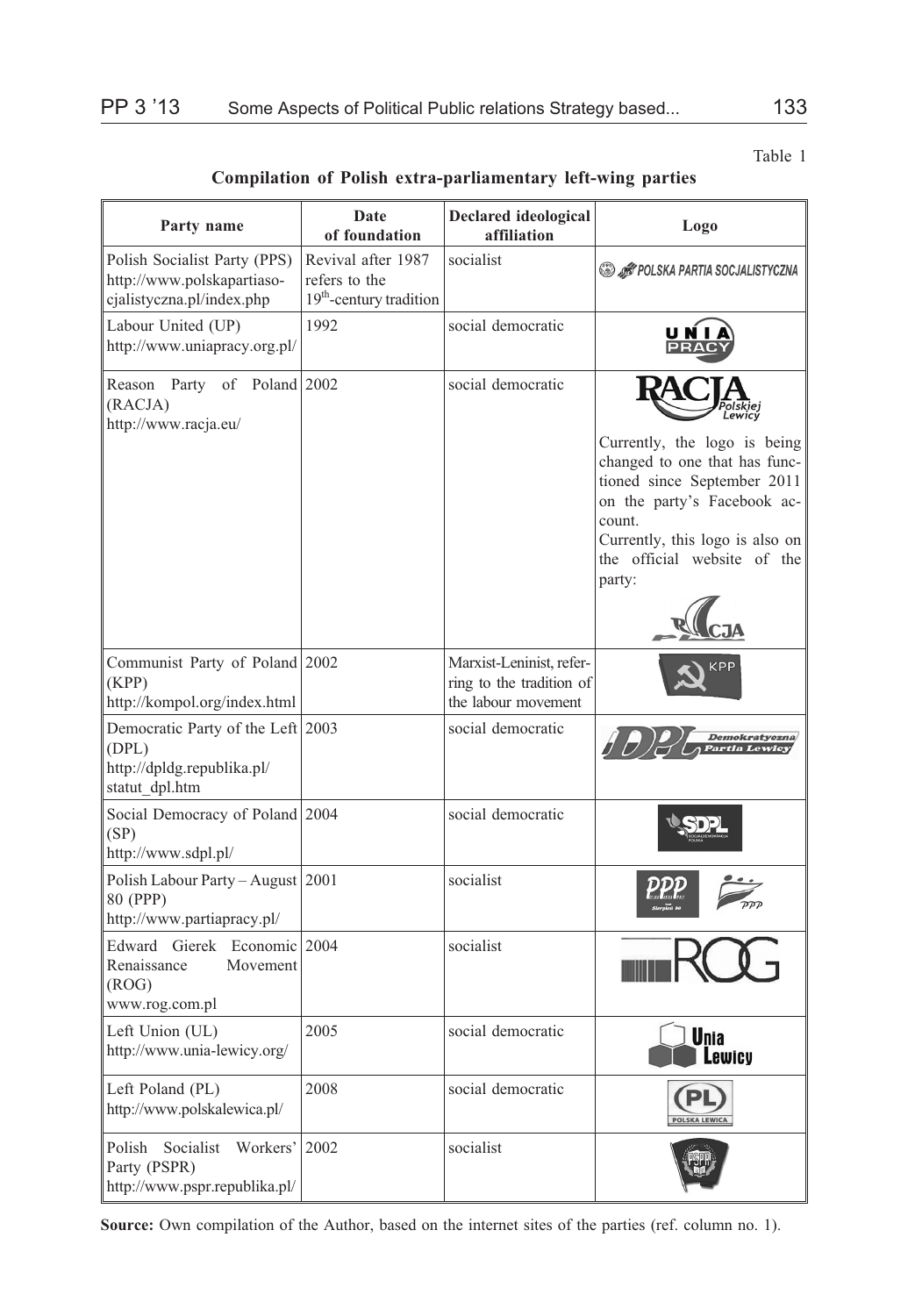Table 1

**Compilation of Polish extra-parliamentary left-wing parties**

| Party name | Date of foundation | Declared ideological affiliation | Logo |
|---|---|---|---|
| Polish Socialist Party (PPS) http://www.polskapartiasocjalistyczna.pl/index.php | Revival after 1987 refers to the 19th-century tradition | socialist | POLSKA PARTIA SOCJALISTYCZNA |
| Labour United (UP) http://www.uniapracy.org.pl/ | 1992 | social democratic | UNIA PRACY |
| Reason Party of Poland (RACJA) http://www.racja.eu/ | 2002 | social democratic | RACJA Polskiej Lewicy. Currently, the logo is being changed to one that has functioned since September 2011 on the party's Facebook account. Currently, this logo is also on the official website of the party: RACJA |
| Communist Party of Poland (KPP) http://kompol.org/index.html | 2002 | Marxist-Leninist, referring to the tradition of the labour movement | KPP |
| Democratic Party of the Left (DPL) http://dpldg.republika.pl/statut_dpl.htm | 2003 | social democratic | DPL Demokratyczna Partia Lewicy |
| Social Democracy of Poland (SP) http://www.sdpl.pl/ | 2004 | social democratic | SDPL |
| Polish Labour Party – August 80 (PPP) http://www.partiapracy.pl/ | 2001 | socialist | PPP Sierpień 80 |
| Edward Gierek Economic Renaissance Movement (ROG) www.rog.com.pl | 2004 | socialist | ROG |
| Left Union (UL) http://www.unia-lewicy.org/ | 2005 | social democratic | Unia Lewicy |
| Left Poland (PL) http://www.polskalewica.pl/ | 2008 | social democratic | PL POLSKA LEWICA |
| Polish Socialist Workers' Party (PSPR) http://www.pspr.republika.pl/ | 2002 | socialist | PSPR |

**Source:** Own compilation of the Author, based on the internet sites of the parties (ref. column no. 1).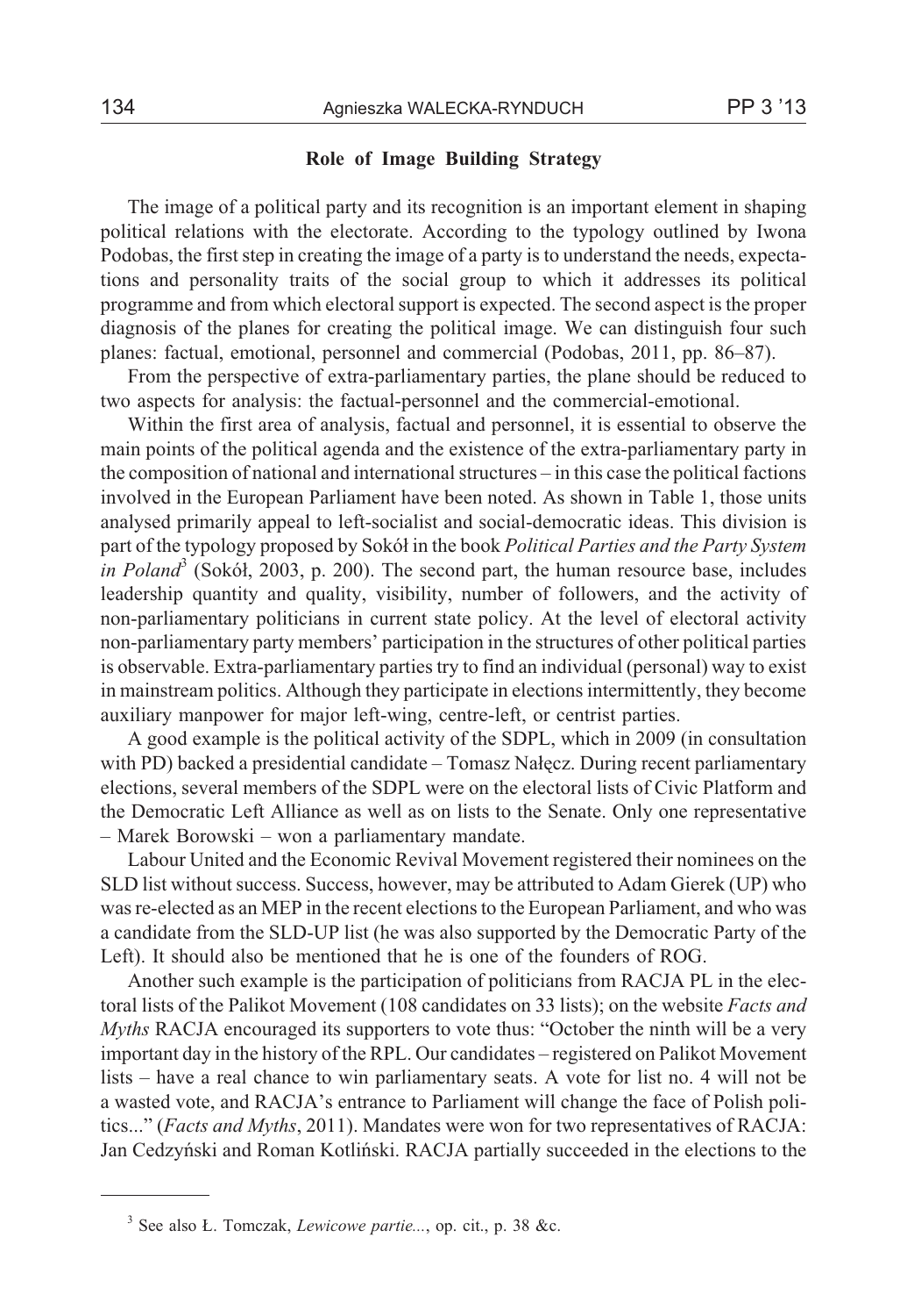## Role of Image Building Strategy

The image of a political party and its recognition is an important element in shaping political relations with the electorate. According to the typology outlined by Iwona Podobas, the first step in creating the image of a party is to understand the needs, expectations and personality traits of the social group to which it addresses its political programme and from which electoral support is expected. The second aspect is the proper diagnosis of the planes for creating the political image. We can distinguish four such planes: factual, emotional, personnel and commercial (Podobas, 2011, pp. 86–87).

From the perspective of extra-parliamentary parties, the plane should be reduced to two aspects for analysis: the factual-personnel and the commercial-emotional.

Within the first area of analysis, factual and personnel, it is essential to observe the main points of the political agenda and the existence of the extra-parliamentary party in the composition of national and international structures – in this case the political factions involved in the European Parliament have been noted. As shown in Table 1, those units analysed primarily appeal to left-socialist and social-democratic ideas. This division is part of the typology proposed by Sokół in the book *Political Parties and the Party System in Poland*[3] (Sokół, 2003, p. 200). The second part, the human resource base, includes leadership quantity and quality, visibility, number of followers, and the activity of non-parliamentary politicians in current state policy. At the level of electoral activity non-parliamentary party members' participation in the structures of other political parties is observable. Extra-parliamentary parties try to find an individual (personal) way to exist in mainstream politics. Although they participate in elections intermittently, they become auxiliary manpower for major left-wing, centre-left, or centrist parties.

A good example is the political activity of the SDPL, which in 2009 (in consultation with PD) backed a presidential candidate – Tomasz Nałęcz. During recent parliamentary elections, several members of the SDPL were on the electoral lists of Civic Platform and the Democratic Left Alliance as well as on lists to the Senate. Only one representative – Marek Borowski – won a parliamentary mandate.

Labour United and the Economic Revival Movement registered their nominees on the SLD list without success. Success, however, may be attributed to Adam Gierek (UP) who was re-elected as an MEP in the recent elections to the European Parliament, and who was a candidate from the SLD-UP list (he was also supported by the Democratic Party of the Left). It should also be mentioned that he is one of the founders of ROG.

Another such example is the participation of politicians from RACJA PL in the electoral lists of the Palikot Movement (108 candidates on 33 lists); on the website *Facts and Myths* RACJA encouraged its supporters to vote thus: "October the ninth will be a very important day in the history of the RPL. Our candidates – registered on Palikot Movement lists – have a real chance to win parliamentary seats. A vote for list no. 4 will not be a wasted vote, and RACJA's entrance to Parliament will change the face of Polish politics..." (*Facts and Myths*, 2011). Mandates were won for two representatives of RACJA: Jan Cedzyński and Roman Kotliński. RACJA partially succeeded in the elections to the

---

[3] See also Ł. Tomczak, *Lewicowe partie...*, op. cit., p. 38 &c.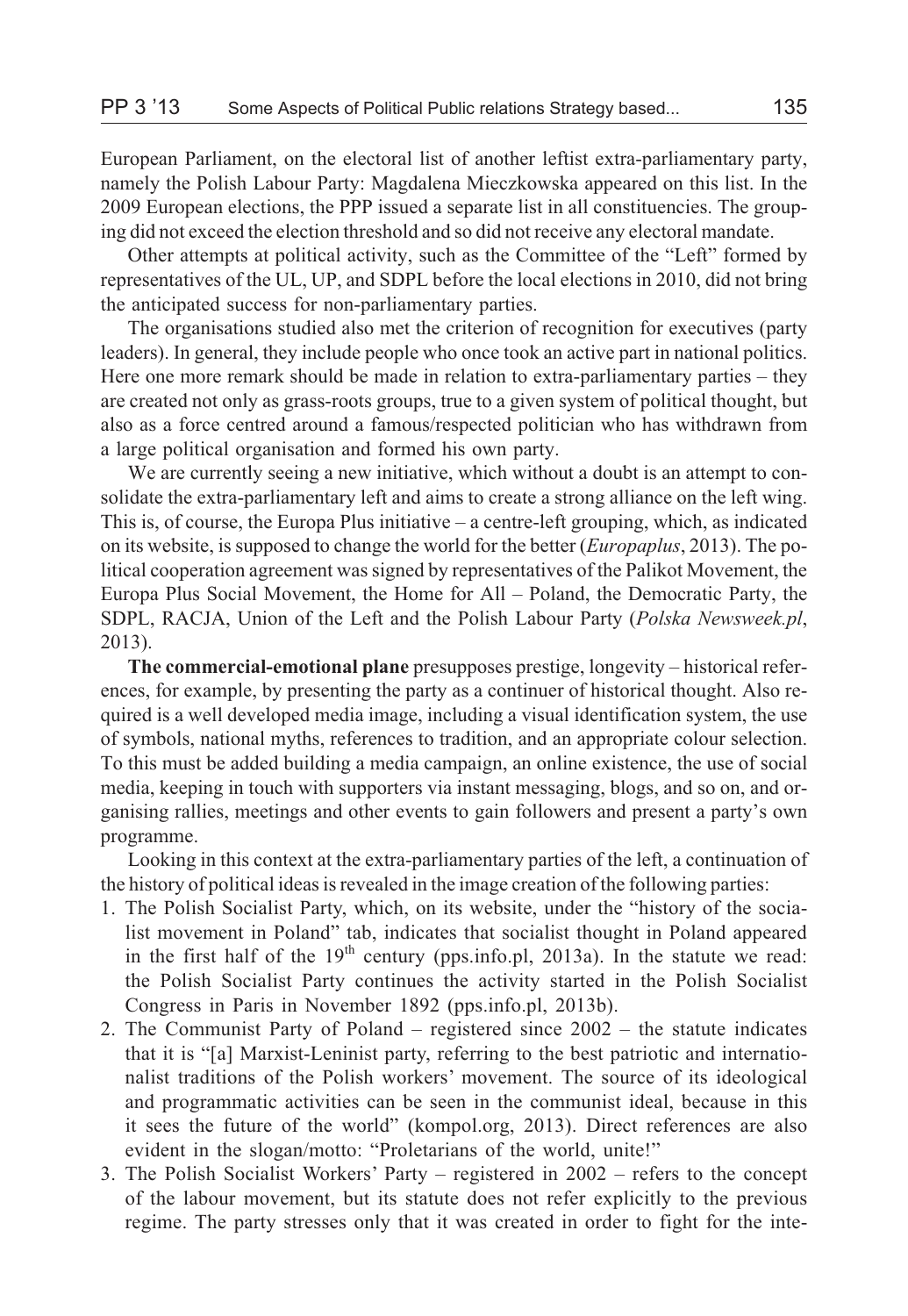European Parliament, on the electoral list of another leftist extra-parliamentary party, namely the Polish Labour Party: Magdalena Mieczkowska appeared on this list. In the 2009 European elections, the PPP issued a separate list in all constituencies. The grouping did not exceed the election threshold and so did not receive any electoral mandate.

Other attempts at political activity, such as the Committee of the "Left" formed by representatives of the UL, UP, and SDPL before the local elections in 2010, did not bring the anticipated success for non-parliamentary parties.

The organisations studied also met the criterion of recognition for executives (party leaders). In general, they include people who once took an active part in national politics. Here one more remark should be made in relation to extra-parliamentary parties – they are created not only as grass-roots groups, true to a given system of political thought, but also as a force centred around a famous/respected politician who has withdrawn from a large political organisation and formed his own party.

We are currently seeing a new initiative, which without a doubt is an attempt to consolidate the extra-parliamentary left and aims to create a strong alliance on the left wing. This is, of course, the Europa Plus initiative – a centre-left grouping, which, as indicated on its website, is supposed to change the world for the better (*Europaplus*, 2013). The political cooperation agreement was signed by representatives of the Palikot Movement, the Europa Plus Social Movement, the Home for All – Poland, the Democratic Party, the SDPL, RACJA, Union of the Left and the Polish Labour Party (*Polska Newsweek.pl*, 2013).

**The commercial-emotional plane** presupposes prestige, longevity – historical references, for example, by presenting the party as a continuer of historical thought. Also required is a well developed media image, including a visual identification system, the use of symbols, national myths, references to tradition, and an appropriate colour selection. To this must be added building a media campaign, an online existence, the use of social media, keeping in touch with supporters via instant messaging, blogs, and so on, and organising rallies, meetings and other events to gain followers and present a party's own programme.

Looking in this context at the extra-parliamentary parties of the left, a continuation of the history of political ideas is revealed in the image creation of the following parties:

1. The Polish Socialist Party, which, on its website, under the "history of the socialist movement in Poland" tab, indicates that socialist thought in Poland appeared in the first half of the 19th century (pps.info.pl, 2013a). In the statute we read: the Polish Socialist Party continues the activity started in the Polish Socialist Congress in Paris in November 1892 (pps.info.pl, 2013b).
2. The Communist Party of Poland – registered since 2002 – the statute indicates that it is "[a] Marxist-Leninist party, referring to the best patriotic and internationalist traditions of the Polish workers' movement. The source of its ideological and programmatic activities can be seen in the communist ideal, because in this it sees the future of the world" (kompol.org, 2013). Direct references are also evident in the slogan/motto: "Proletarians of the world, unite!"
3. The Polish Socialist Workers' Party – registered in 2002 – refers to the concept of the labour movement, but its statute does not refer explicitly to the previous regime. The party stresses only that it was created in order to fight for the inte-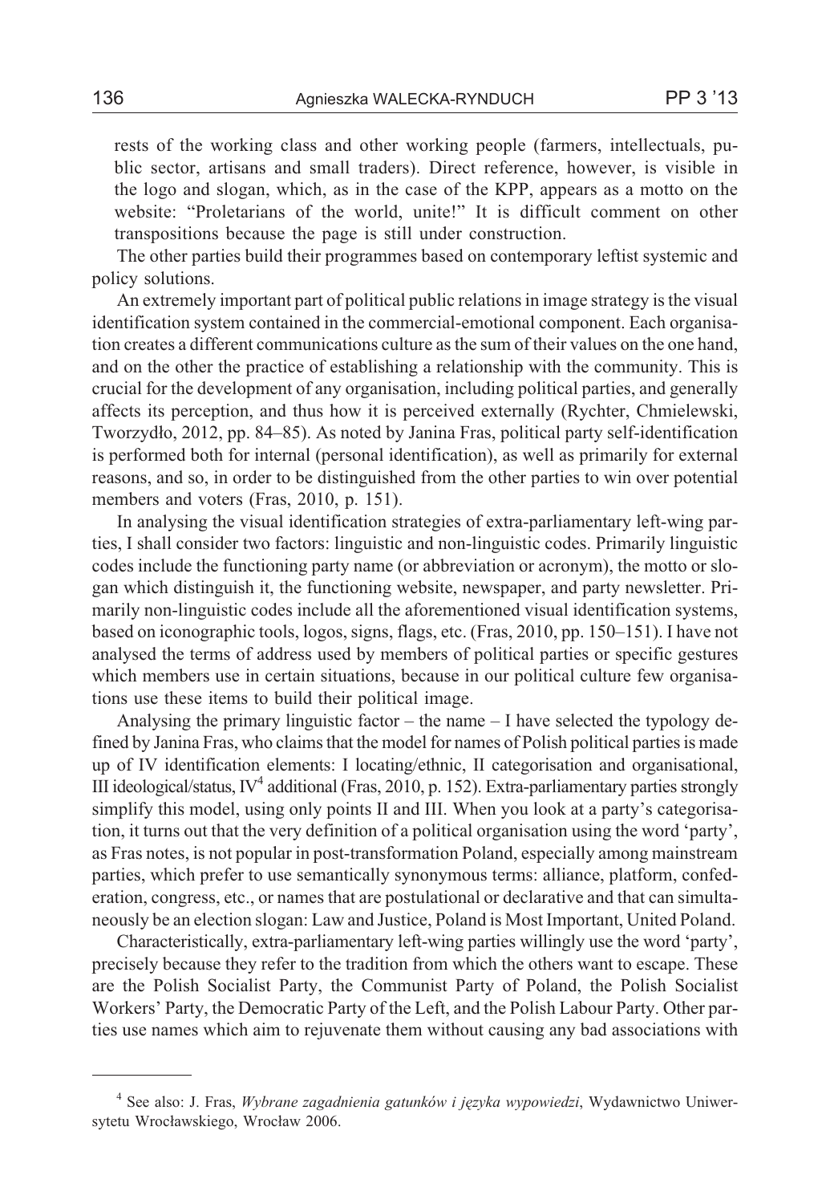rests of the working class and other working people (farmers, intellectuals, public sector, artisans and small traders). Direct reference, however, is visible in the logo and slogan, which, as in the case of the KPP, appears as a motto on the website: "Proletarians of the world, unite!" It is difficult comment on other transpositions because the page is still under construction.

The other parties build their programmes based on contemporary leftist systemic and policy solutions.

An extremely important part of political public relations in image strategy is the visual identification system contained in the commercial-emotional component. Each organisation creates a different communications culture as the sum of their values on the one hand, and on the other the practice of establishing a relationship with the community. This is crucial for the development of any organisation, including political parties, and generally affects its perception, and thus how it is perceived externally (Rychter, Chmielewski, Tworzydło, 2012, pp. 84–85). As noted by Janina Fras, political party self-identification is performed both for internal (personal identification), as well as primarily for external reasons, and so, in order to be distinguished from the other parties to win over potential members and voters (Fras, 2010, p. 151).

In analysing the visual identification strategies of extra-parliamentary left-wing parties, I shall consider two factors: linguistic and non-linguistic codes. Primarily linguistic codes include the functioning party name (or abbreviation or acronym), the motto or slogan which distinguish it, the functioning website, newspaper, and party newsletter. Primarily non-linguistic codes include all the aforementioned visual identification systems, based on iconographic tools, logos, signs, flags, etc. (Fras, 2010, pp. 150–151). I have not analysed the terms of address used by members of political parties or specific gestures which members use in certain situations, because in our political culture few organisations use these items to build their political image.

Analysing the primary linguistic factor – the name – I have selected the typology defined by Janina Fras, who claims that the model for names of Polish political parties is made up of IV identification elements: I locating/ethnic, II categorisation and organisational, III ideological/status, IV[4] additional (Fras, 2010, p. 152). Extra-parliamentary parties strongly simplify this model, using only points II and III. When you look at a party's categorisation, it turns out that the very definition of a political organisation using the word 'party', as Fras notes, is not popular in post-transformation Poland, especially among mainstream parties, which prefer to use semantically synonymous terms: alliance, platform, confederation, congress, etc., or names that are postulational or declarative and that can simultaneously be an election slogan: Law and Justice, Poland is Most Important, United Poland.

Characteristically, extra-parliamentary left-wing parties willingly use the word 'party', precisely because they refer to the tradition from which the others want to escape. These are the Polish Socialist Party, the Communist Party of Poland, the Polish Socialist Workers' Party, the Democratic Party of the Left, and the Polish Labour Party. Other parties use names which aim to rejuvenate them without causing any bad associations with

---

[4] See also: J. Fras, *Wybrane zagadnienia gatunków i języka wypowiedzi*, Wydawnictwo Uniwersytetu Wrocławskiego, Wrocław 2006.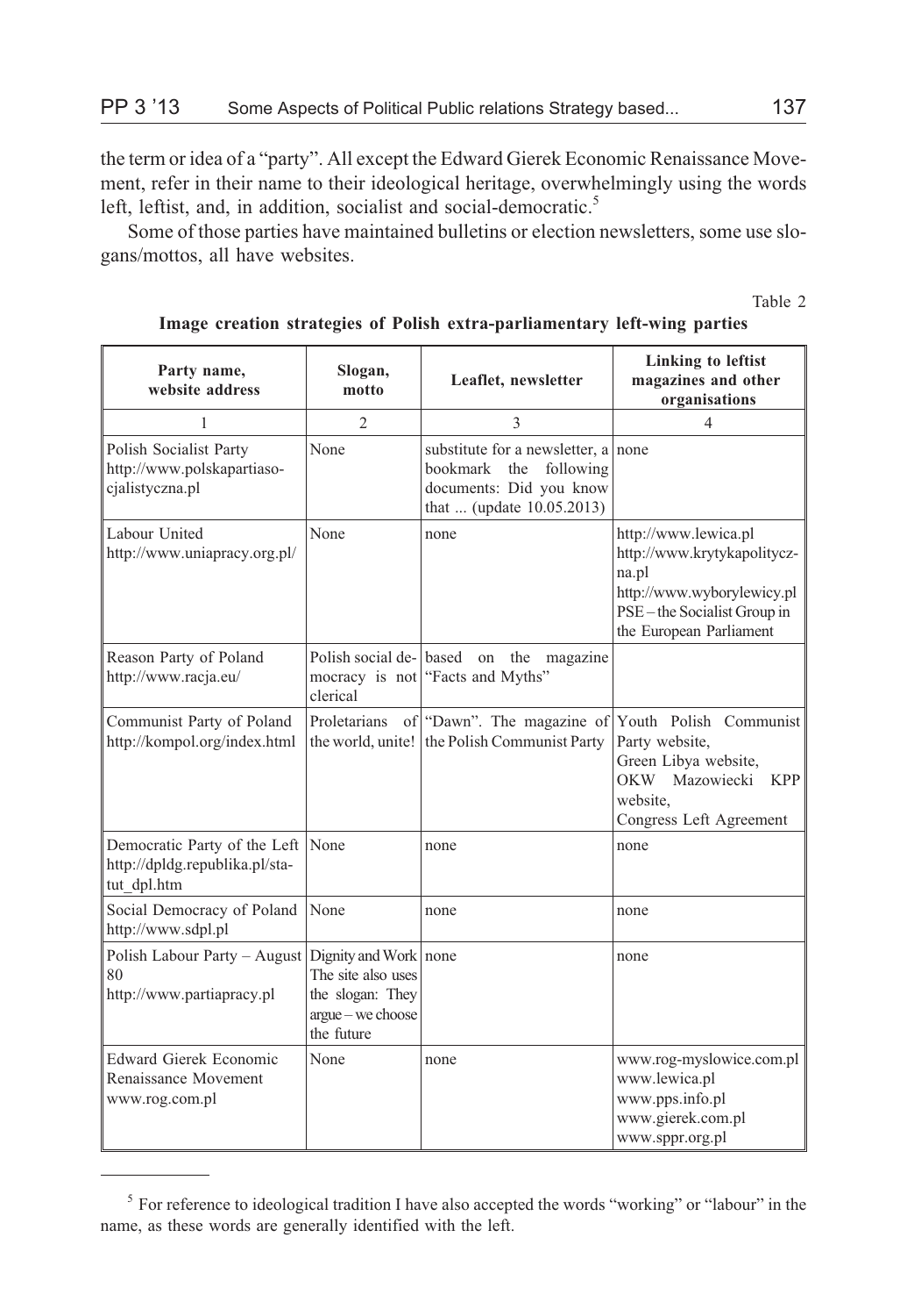the term or idea of a "party". All except the Edward Gierek Economic Renaissance Movement, refer in their name to their ideological heritage, overwhelmingly using the words left, leftist, and, in addition, socialist and social-democratic.[5]

Some of those parties have maintained bulletins or election newsletters, some use slogans/mottos, all have websites.

Table 2

**Image creation strategies of Polish extra-parliamentary left-wing parties**

| Party name, website address | Slogan, motto | Leaflet, newsletter | Linking to leftist magazines and other organisations |
|---|---|---|---|
| 1 | 2 | 3 | 4 |
| Polish Socialist Party http://www.polskapartiasocjalistyczna.pl | None | substitute for a newsletter, a bookmark the following documents: Did you know that ... (update 10.05.2013) | none |
| Labour United http://www.uniapracy.org.pl/ | None | none | http://www.lewica.pl http://www.krytykapolityczna.pl http://www.wyborylewicy.pl PSE – the Socialist Group in the European Parliament |
| Reason Party of Poland http://www.racja.eu/ | Polish social democracy is not clerical | based on the magazine "Facts and Myths" | |
| Communist Party of Poland http://kompol.org/index.html | Proletarians of the world, unite! | "Dawn". The magazine of the Polish Communist Party | Youth Polish Communist Party website, Green Libya website, OKW Mazowiecki KPP website, Congress Left Agreement |
| Democratic Party of the Left http://dpldg.republika.pl/statut_dpl.htm | None | none | none |
| Social Democracy of Poland http://www.sdpl.pl | None | none | none |
| Polish Labour Party – August 80 http://www.partiapracy.pl | Dignity and Work The site also uses the slogan: They argue – we choose the future | none | none |
| Edward Gierek Economic Renaissance Movement www.rog.com.pl | None | none | www.rog-myslowice.com.pl www.lewica.pl www.pps.info.pl www.gierek.com.pl www.sppr.org.pl |

[5] For reference to ideological tradition I have also accepted the words "working" or "labour" in the name, as these words are generally identified with the left.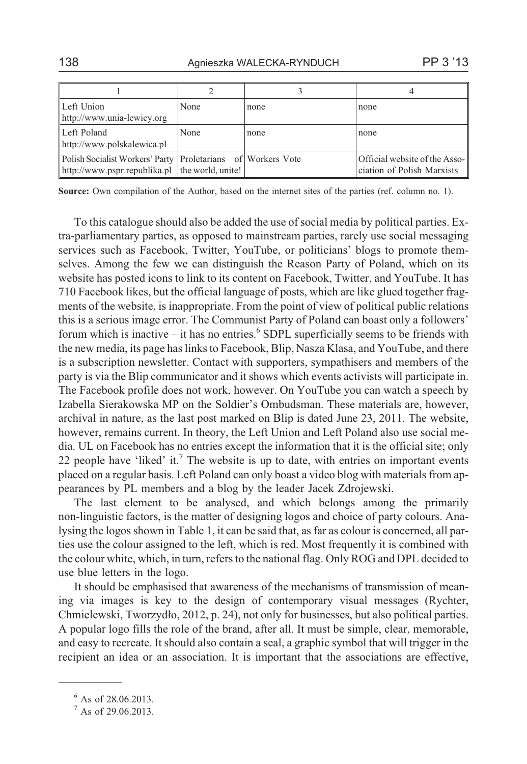| 1 | 2 | 3 | 4 |
|---|---|---|---|
| Left Union http://www.unia-lewicy.org | None | none | none |
| Left Poland http://www.polskalewica.pl | None | none | none |
| Polish Socialist Workers' Party http://www.pspr.republika.pl | Proletarians of the world, unite! | Workers Vote | Official website of the Association of Polish Marxists |

**Source:** Own compilation of the Author, based on the internet sites of the parties (ref. column no. 1).

To this catalogue should also be added the use of social media by political parties. Extra-parliamentary parties, as opposed to mainstream parties, rarely use social messaging services such as Facebook, Twitter, YouTube, or politicians' blogs to promote themselves. Among the few we can distinguish the Reason Party of Poland, which on its website has posted icons to link to its content on Facebook, Twitter, and YouTube. It has 710 Facebook likes, but the official language of posts, which are like glued together fragments of the website, is inappropriate. From the point of view of political public relations this is a serious image error. The Communist Party of Poland can boast only a followers' forum which is inactive – it has no entries.[6] SDPL superficially seems to be friends with the new media, its page has links to Facebook, Blip, Nasza Klasa, and YouTube, and there is a subscription newsletter. Contact with supporters, sympathisers and members of the party is via the Blip communicator and it shows which events activists will participate in. The Facebook profile does not work, however. On YouTube you can watch a speech by Izabella Sierakowska MP on the Soldier's Ombudsman. These materials are, however, archival in nature, as the last post marked on Blip is dated June 23, 2011. The website, however, remains current. In theory, the Left Union and Left Poland also use social media. UL on Facebook has no entries except the information that it is the official site; only 22 people have 'liked' it.[7] The website is up to date, with entries on important events placed on a regular basis. Left Poland can only boast a video blog with materials from appearances by PL members and a blog by the leader Jacek Zdrojewski.

The last element to be analysed, and which belongs among the primarily non-linguistic factors, is the matter of designing logos and choice of party colours. Analysing the logos shown in Table 1, it can be said that, as far as colour is concerned, all parties use the colour assigned to the left, which is red. Most frequently it is combined with the colour white, which, in turn, refers to the national flag. Only ROG and DPL decided to use blue letters in the logo.

It should be emphasised that awareness of the mechanisms of transmission of meaning via images is key to the design of contemporary visual messages (Rychter, Chmielewski, Tworzydło, 2012, p. 24), not only for businesses, but also political parties. A popular logo fills the role of the brand, after all. It must be simple, clear, memorable, and easy to recreate. It should also contain a seal, a graphic symbol that will trigger in the recipient an idea or an association. It is important that the associations are effective,

---

[6] As of 28.06.2013.

[7] As of 29.06.2013.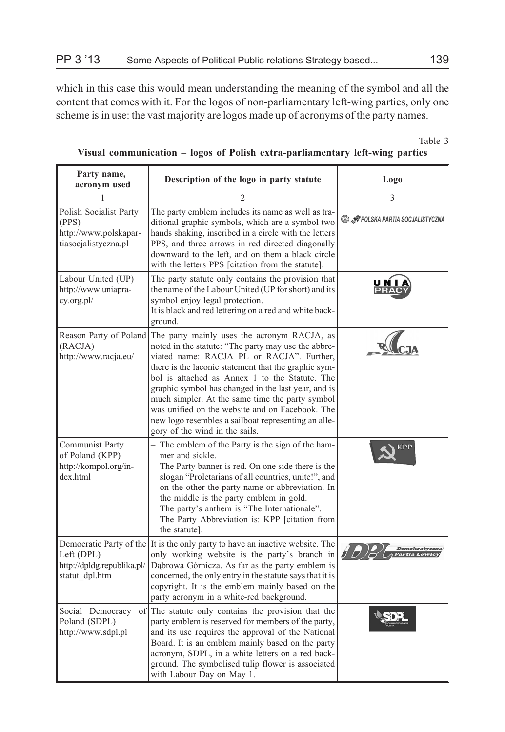which in this case this would mean understanding the meaning of the symbol and all the content that comes with it. For the logos of non-parliamentary left-wing parties, only one scheme is in use: the vast majority are logos made up of acronyms of the party names.

Table 3

**Visual communication – logos of Polish extra-parliamentary left-wing parties**

| Party name, acronym used | Description of the logo in party statute | Logo |
|---|---|---|
| 1 | 2 | 3 |
| Polish Socialist Party (PPS) http://www.polskapartiasocjalistyczna.pl | The party emblem includes its name as well as traditional graphic symbols, which are a symbol two hands shaking, inscribed in a circle with the letters PPS, and three arrows in red directed diagonally downward to the left, and on them a black circle with the letters PPS [citation from the statute]. | POLSKA PARTIA SOCJALISTYCZNA |
| Labour United (UP) http://www.uniapracy.org.pl/ | The party statute only contains the provision that the name of the Labour United (UP for short) and its symbol enjoy legal protection. It is black and red lettering on a red and white background. | UNIA PRACY |
| Reason Party of Poland (RACJA) http://www.racja.eu/ | The party mainly uses the acronym RACJA, as noted in the statute: "The party may use the abbreviated name: RACJA PL or RACJA". Further, there is the laconic statement that the graphic symbol is attached as Annex 1 to the Statute. The graphic symbol has changed in the last year, and is much simpler. At the same time the party symbol was unified on the website and on Facebook. The new logo resembles a sailboat representing an allegory of the wind in the sails. | RACJA |
| Communist Party of Poland (KPP) http://kompol.org/index.html | – The emblem of the Party is the sign of the hammer and sickle.<br>– The Party banner is red. On one side there is the slogan "Proletarians of all countries, unite!", and on the other the party name or abbreviation. In the middle is the party emblem in gold.<br>– The party's anthem is "The Internationale".<br>– The Party Abbreviation is: KPP [citation from the statute]. | KPP |
| Democratic Party of the Left (DPL) http://dpldg.republika.pl/statut_dpl.htm | It is the only party to have an inactive website. The only working website is the party's branch in Dąbrowa Górnicza. As far as the party emblem is concerned, the only entry in the statute says that it is copyright. It is the emblem mainly based on the party acronym in a white-red background. | DPL Demokratyczna Partia Lewicy |
| Social Democracy of Poland (SDPL) http://www.sdpl.pl | The statute only contains the provision that the party emblem is reserved for members of the party, and its use requires the approval of the National Board. It is an emblem mainly based on the party acronym, SDPL, in a white letters on a red background. The symbolised tulip flower is associated with Labour Day on May 1. | SDPL |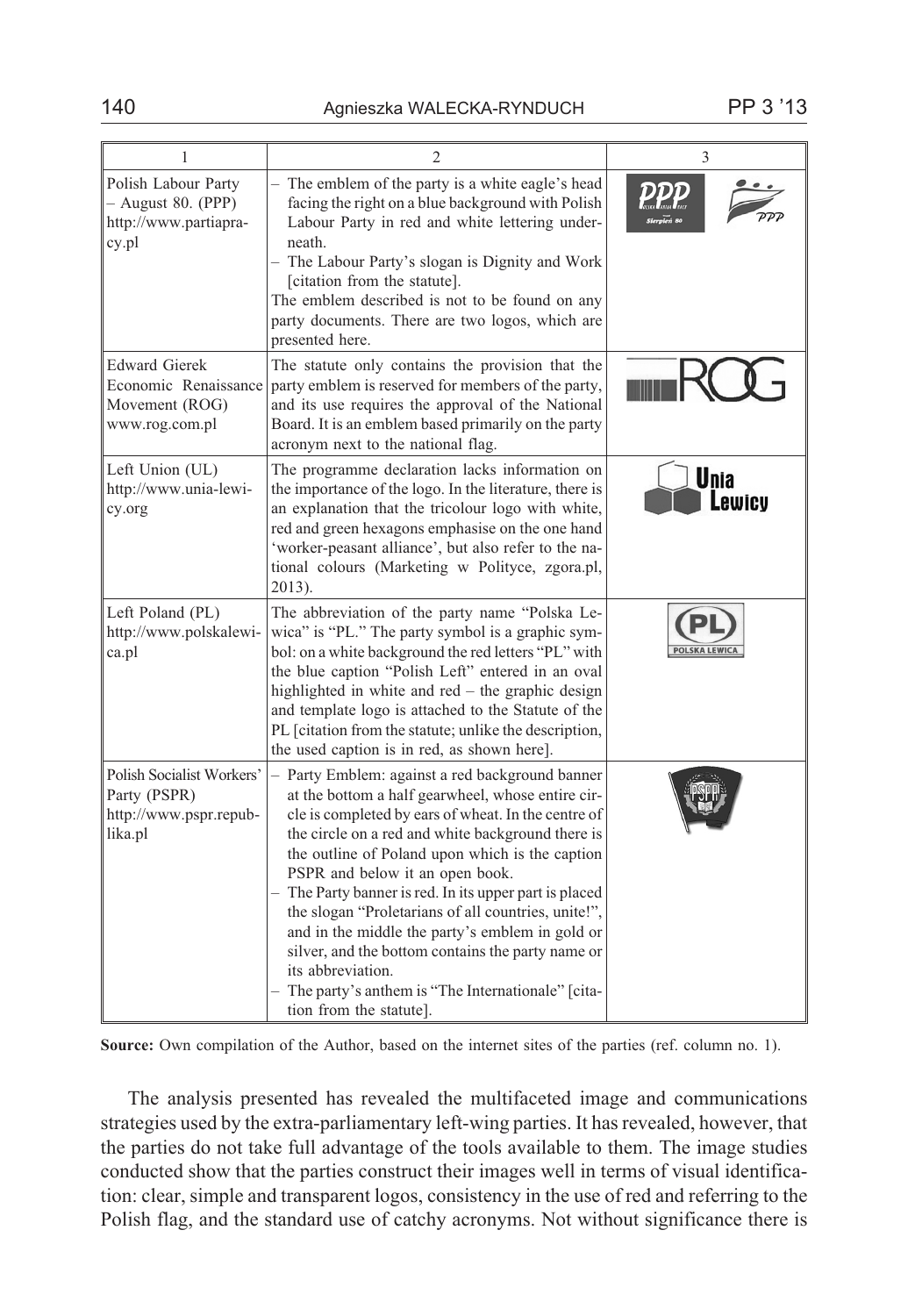| 1 | 2 | 3 |
|---|---|---|
| Polish Labour Party – August 80. (PPP) http://www.partiapracy.pl | – The emblem of the party is a white eagle's head facing the right on a blue background with Polish Labour Party in red and white lettering underneath.<br>– The Labour Party's slogan is Dignity and Work [citation from the statute].<br>The emblem described is not to be found on any party documents. There are two logos, which are presented here. | |
| Edward Gierek Economic Renaissance Movement (ROG) www.rog.com.pl | The statute only contains the provision that the party emblem is reserved for members of the party, and its use requires the approval of the National Board. It is an emblem based primarily on the party acronym next to the national flag. | |
| Left Union (UL) http://www.unia-lewicy.org | The programme declaration lacks information on the importance of the logo. In the literature, there is an explanation that the tricolour logo with white, red and green hexagons emphasise on the one hand 'worker-peasant alliance', but also refer to the national colours (Marketing w Polityce, zgora.pl, 2013). | |
| Left Poland (PL) http://www.polskalewica.pl | The abbreviation of the party name "Polska Lewica" is "PL." The party symbol is a graphic symbol: on a white background the red letters "PL" with the blue caption "Polish Left" entered in an oval highlighted in white and red – the graphic design and template logo is attached to the Statute of the PL [citation from the statute; unlike the description, the used caption is in red, as shown here]. | |
| Polish Socialist Workers' Party (PSPR) http://www.pspr.republika.pl | – Party Emblem: against a red background banner at the bottom a half gearwheel, whose entire circle is completed by ears of wheat. In the centre of the circle on a red and white background there is the outline of Poland upon which is the caption PSPR and below it an open book.<br>– The Party banner is red. In its upper part is placed the slogan "Proletarians of all countries, unite!", and in the middle the party's emblem in gold or silver, and the bottom contains the party name or its abbreviation.<br>– The party's anthem is "The Internationale" [citation from the statute]. | |

**Source:** Own compilation of the Author, based on the internet sites of the parties (ref. column no. 1).

The analysis presented has revealed the multifaceted image and communications strategies used by the extra-parliamentary left-wing parties. It has revealed, however, that the parties do not take full advantage of the tools available to them. The image studies conducted show that the parties construct their images well in terms of visual identification: clear, simple and transparent logos, consistency in the use of red and referring to the Polish flag, and the standard use of catchy acronyms. Not without significance there is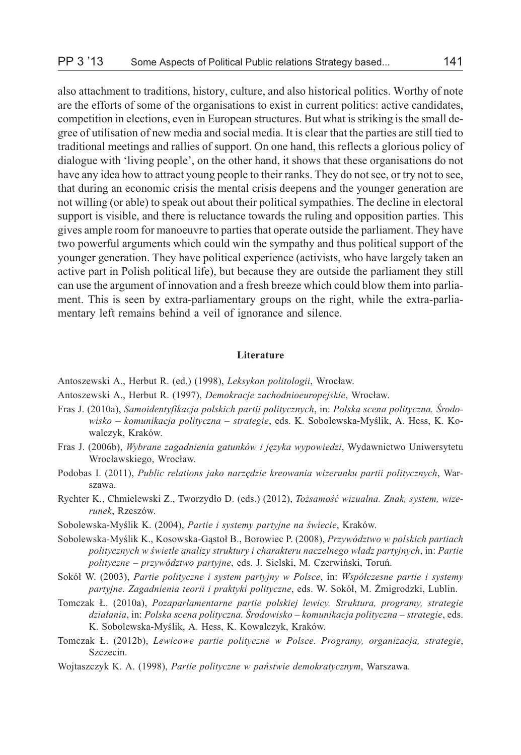also attachment to traditions, history, culture, and also historical politics. Worthy of note are the efforts of some of the organisations to exist in current politics: active candidates, competition in elections, even in European structures. But what is striking is the small degree of utilisation of new media and social media. It is clear that the parties are still tied to traditional meetings and rallies of support. On one hand, this reflects a glorious policy of dialogue with 'living people', on the other hand, it shows that these organisations do not have any idea how to attract young people to their ranks. They do not see, or try not to see, that during an economic crisis the mental crisis deepens and the younger generation are not willing (or able) to speak out about their political sympathies. The decline in electoral support is visible, and there is reluctance towards the ruling and opposition parties. This gives ample room for manoeuvre to parties that operate outside the parliament. They have two powerful arguments which could win the sympathy and thus political support of the younger generation. They have political experience (activists, who have largely taken an active part in Polish political life), but because they are outside the parliament they still can use the argument of innovation and a fresh breeze which could blow them into parliament. This is seen by extra-parliamentary groups on the right, while the extra-parliamentary left remains behind a veil of ignorance and silence.

## Literature

Antoszewski A., Herbut R. (ed.) (1998), *Leksykon politologii*, Wrocław.

Antoszewski A., Herbut R. (1997), *Demokracje zachodnioeuropejskie*, Wrocław.

Fras J. (2010a), *Samoidentyfikacja polskich partii politycznych*, in: *Polska scena polityczna. Środowisko – komunikacja polityczna – strategie*, eds. K. Sobolewska-Myślik, A. Hess, K. Kowalczyk, Kraków.

Fras J. (2006b), *Wybrane zagadnienia gatunków i języka wypowiedzi*, Wydawnictwo Uniwersytetu Wrocławskiego, Wrocław.

Podobas I. (2011), *Public relations jako narzędzie kreowania wizerunku partii politycznych*, Warszawa.

Rychter K., Chmielewski Z., Tworzydło D. (eds.) (2012), *Tożsamość wizualna. Znak, system, wizerunek*, Rzeszów.

Sobolewska-Myślik K. (2004), *Partie i systemy partyjne na świecie*, Kraków.

Sobolewska-Myślik K., Kosowska-Gąstoł B., Borowiec P. (2008), *Przywództwo w polskich partiach politycznych w świetle analizy struktury i charakteru naczelnego władz partyjnych*, in: *Partie polityczne – przywództwo partyjne*, eds. J. Sielski, M. Czerwiński, Toruń.

Sokół W. (2003), *Partie polityczne i system partyjny w Polsce*, in: *Współczesne partie i systemy partyjne. Zagadnienia teorii i praktyki polityczne*, eds. W. Sokół, M. Żmigrodzki, Lublin.

Tomczak Ł. (2010a), *Pozaparlamentarne partie polskiej lewicy. Struktura, programy, strategie działania*, in: *Polska scena polityczna. Środowisko – komunikacja polityczna – strategie*, eds. K. Sobolewska-Myślik, A. Hess, K. Kowalczyk, Kraków.

Tomczak Ł. (2012b), *Lewicowe partie polityczne w Polsce. Programy, organizacja, strategie*, Szczecin.

Wojtaszczyk K. A. (1998), *Partie polityczne w państwie demokratycznym*, Warszawa.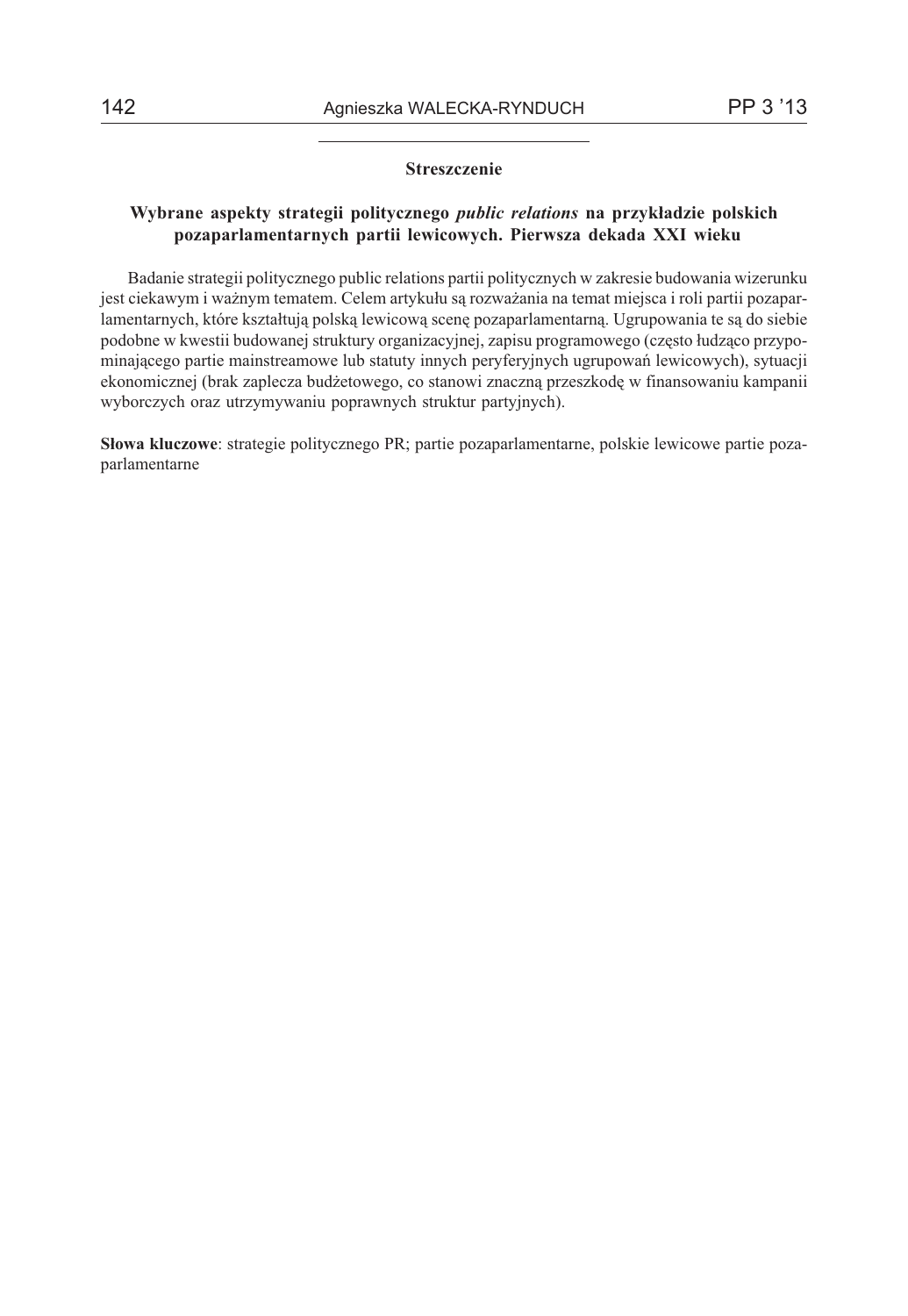## Streszczenie

### Wybrane aspekty strategii politycznego *public relations* na przykładzie polskich pozaparlamentarnych partii lewicowych. Pierwsza dekada XXI wieku

Badanie strategii politycznego public relations partii politycznych w zakresie budowania wizerunku jest ciekawym i ważnym tematem. Celem artykułu są rozważania na temat miejsca i roli partii pozaparlamentarnych, które kształtują polską lewicową scenę pozaparlamentarną. Ugrupowania te są do siebie podobne w kwestii budowanej struktury organizacyjnej, zapisu programowego (często łudząco przypominającego partie mainstreamowe lub statuty innych peryferyjnych ugrupowań lewicowych), sytuacji ekonomicznej (brak zaplecza budżetowego, co stanowi znaczną przeszkodę w finansowaniu kampanii wyborczych oraz utrzymywaniu poprawnych struktur partyjnych).

**Słowa kluczowe**: strategie politycznego PR; partie pozaparlamentarne, polskie lewicowe partie pozaparlamentarne